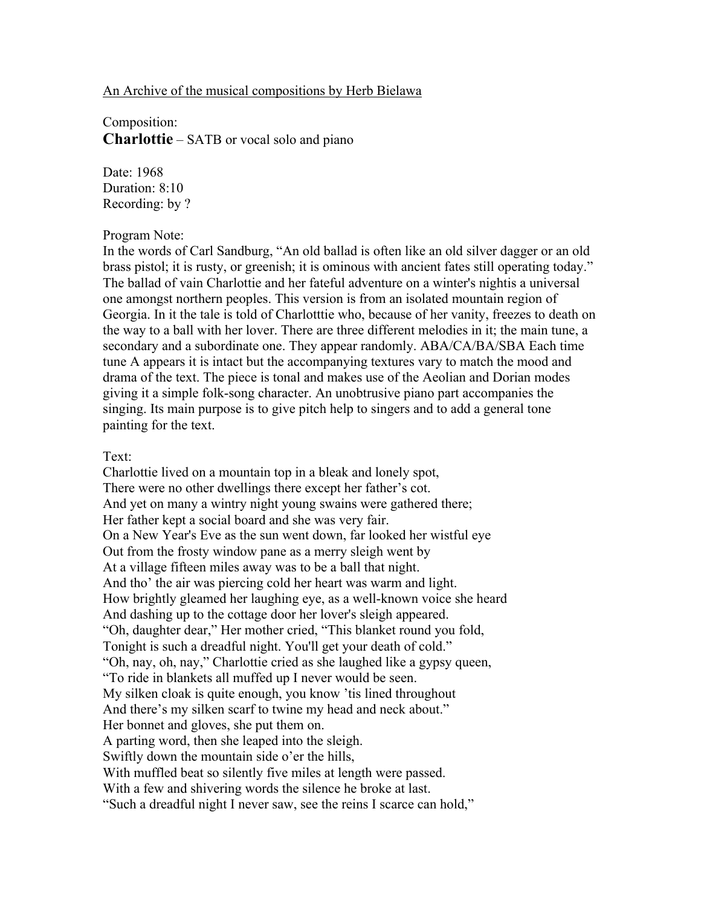An Archive of the musical compositions by Herb Bielawa

Composition:
**Charlottie** – SATB or vocal solo and piano

Date: 1968
Duration: 8:10
Recording: by ?

Program Note:
In the words of Carl Sandburg, "An old ballad is often like an old silver dagger or an old brass pistol; it is rusty, or greenish; it is ominous with ancient fates still operating today." The ballad of vain Charlottie and her fateful adventure on a winter's nightis a universal one amongst northern peoples. This version is from an isolated mountain region of Georgia. In it the tale is told of Charlotttie who, because of her vanity, freezes to death on the way to a ball with her lover. There are three different melodies in it; the main tune, a secondary and a subordinate one. They appear randomly. ABA/CA/BA/SBA Each time tune A appears it is intact but the accompanying textures vary to match the mood and drama of the text. The piece is tonal and makes use of the Aeolian and Dorian modes giving it a simple folk-song character. An unobtrusive piano part accompanies the singing. Its main purpose is to give pitch help to singers and to add a general tone painting for the text.

Text:
Charlottie lived on a mountain top in a bleak and lonely spot,
There were no other dwellings there except her father's cot.
And yet on many a wintry night young swains were gathered there;
Her father kept a social board and she was very fair.
On a New Year's Eve as the sun went down, far looked her wistful eye
Out from the frosty window pane as a merry sleigh went by
At a village fifteen miles away was to be a ball that night.
And tho' the air was piercing cold her heart was warm and light.
How brightly gleamed her laughing eye, as a well-known voice she heard
And dashing up to the cottage door her lover's sleigh appeared.
"Oh, daughter dear," Her mother cried, "This blanket round you fold,
Tonight is such a dreadful night. You'll get your death of cold."
"Oh, nay, oh, nay," Charlottie cried as she laughed like a gypsy queen,
"To ride in blankets all muffed up I never would be seen.
My silken cloak is quite enough, you know 'tis lined throughout
And there's my silken scarf to twine my head and neck about."
Her bonnet and gloves, she put them on.
A parting word, then she leaped into the sleigh.
Swiftly down the mountain side o'er the hills,
With muffled beat so silently five miles at length were passed.
With a few and shivering words the silence he broke at last.
"Such a dreadful night I never saw, see the reins I scarce can hold,"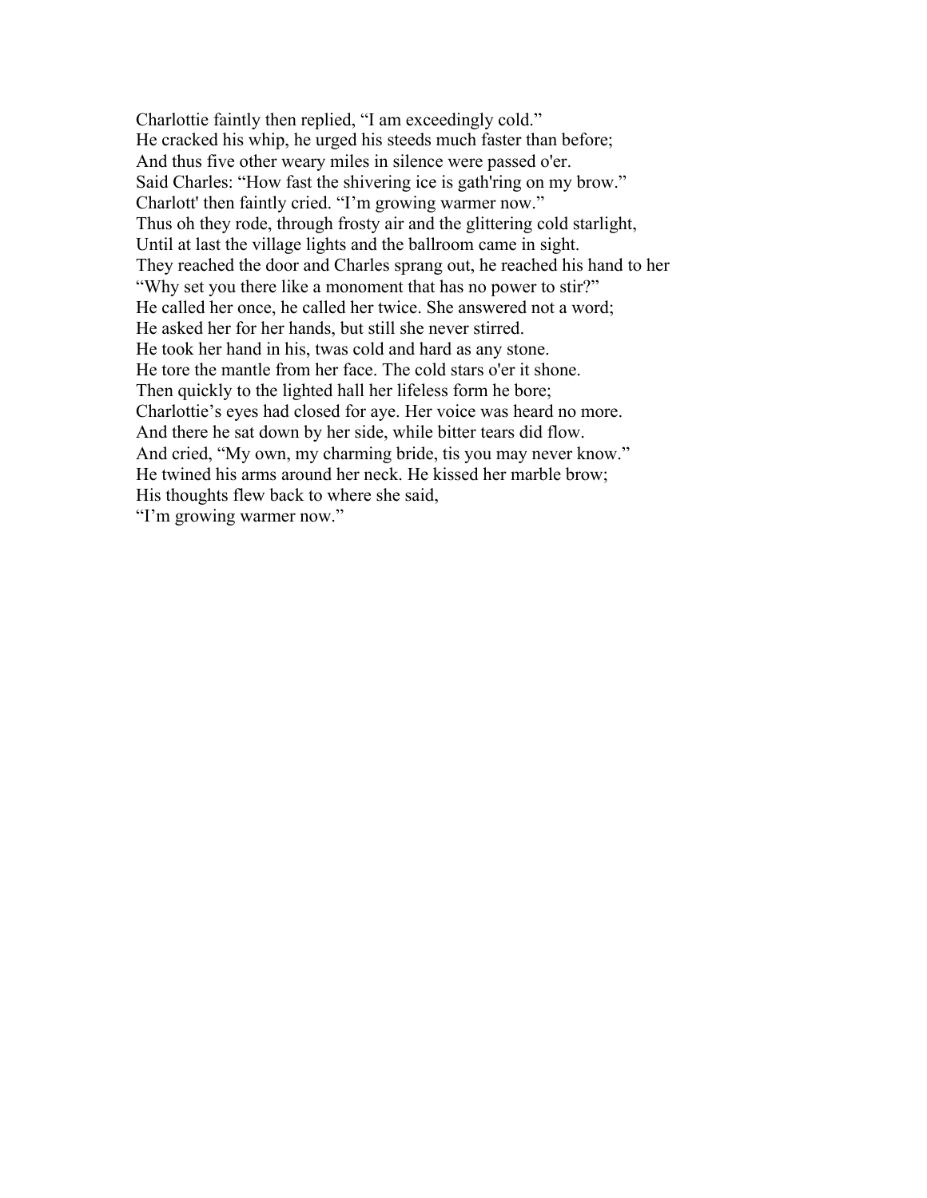Charlottie faintly then replied, "I am exceedingly cold."
He cracked his whip, he urged his steeds much faster than before;
And thus five other weary miles in silence were passed o'er.
Said Charles: "How fast the shivering ice is gath'ring on my brow."
Charlott' then faintly cried. "I'm growing warmer now."
Thus oh they rode, through frosty air and the glittering cold starlight,
Until at last the village lights and the ballroom came in sight.
They reached the door and Charles sprang out, he reached his hand to her
"Why set you there like a monoment that has no power to stir?"
He called her once, he called her twice. She answered not a word;
He asked her for her hands, but still she never stirred.
He took her hand in his, twas cold and hard as any stone.
He tore the mantle from her face. The cold stars o'er it shone.
Then quickly to the lighted hall her lifeless form he bore;
Charlottie's eyes had closed for aye. Her voice was heard no more.
And there he sat down by her side, while bitter tears did flow.
And cried, "My own, my charming bride, tis you may never know."
He twined his arms around her neck. He kissed her marble brow;
His thoughts flew back to where she said,
"I'm growing warmer now."